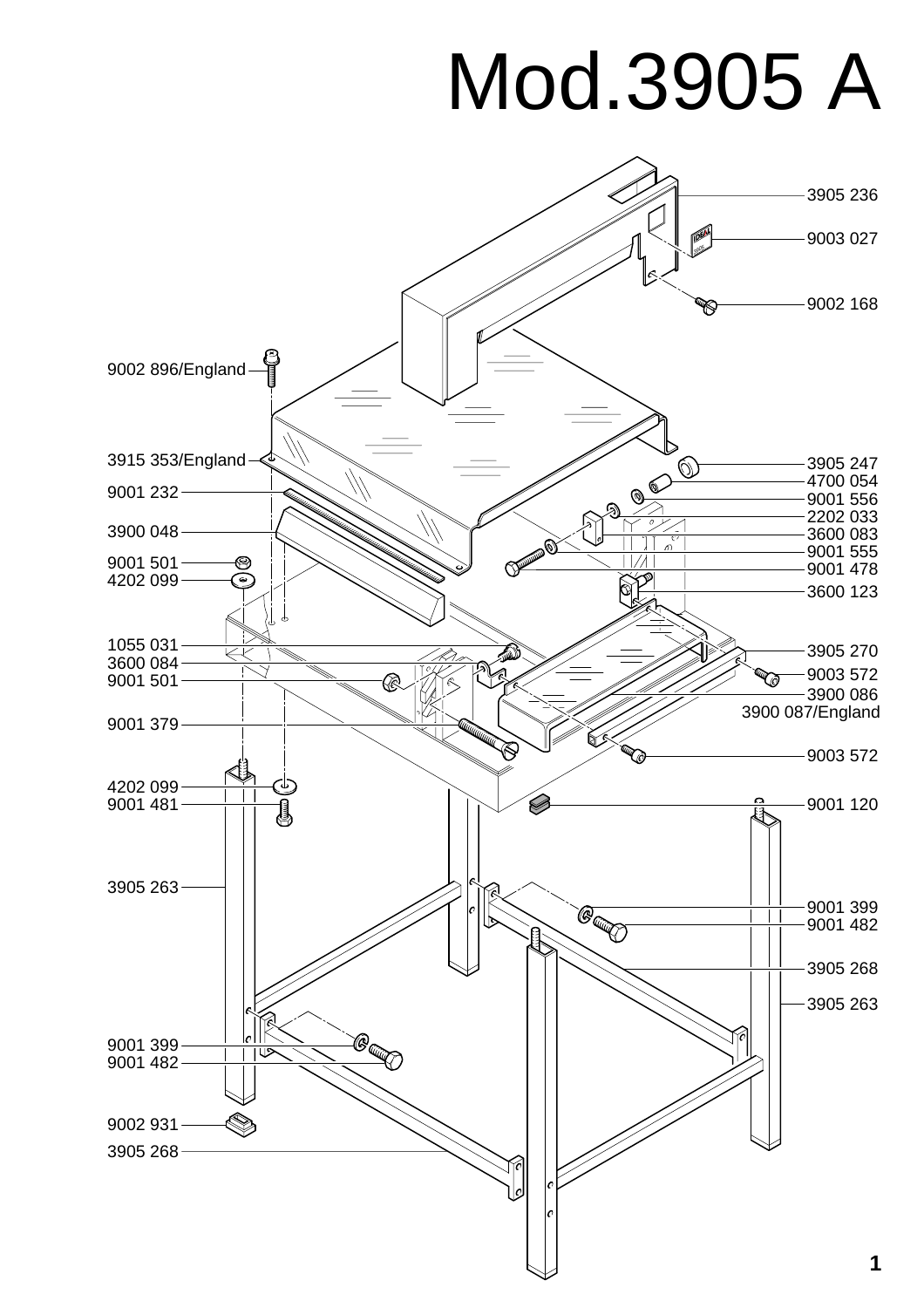# Mod.3905 A

3905 236

9003 027

9002 168

9002 896/England

3915 353/England

9001 232

3900 048

9001 501

4202 099

3905 247

4700 054

9001 556

2202 033

3600 083

9001 555

9001 478

3600 123

1055 031

3600 084

9001 501

9001 379

3905 270

9003 572

3900 086

3900 087/England

9003 572

4202 099

9001 481

9001 120

3905 263

9001 399

9001 482

3905 268

3905 263

9001 399

9001 482

9002 931

3905 268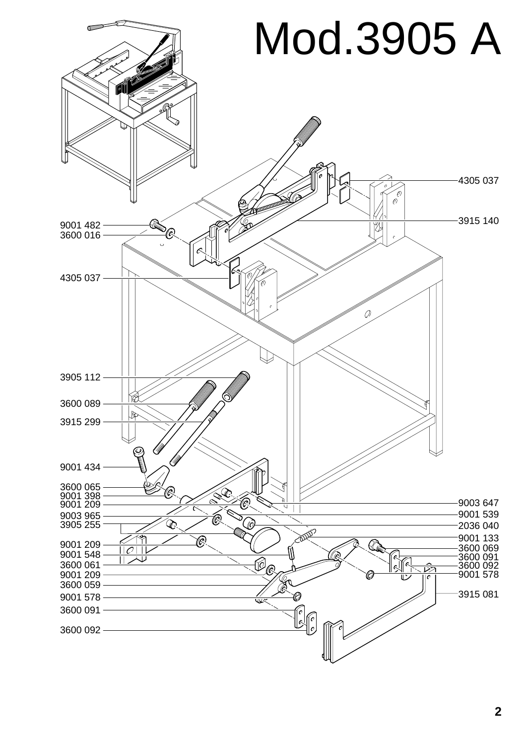# Mod.3905 A

4305 037

3915 140

9001 482

3600 016

4305 037

3905 112

3600 089

3915 299

9001 434

3600 065

9001 398

9001 209

9003 965

3905 255

9001 209

9001 548

3600 061

9001 209

3600 059

9001 578

3600 091

3600 092

9003 647

9001 539

2036 040

9001 133

3600 069

3600 091

3600 092

9001 578

3915 081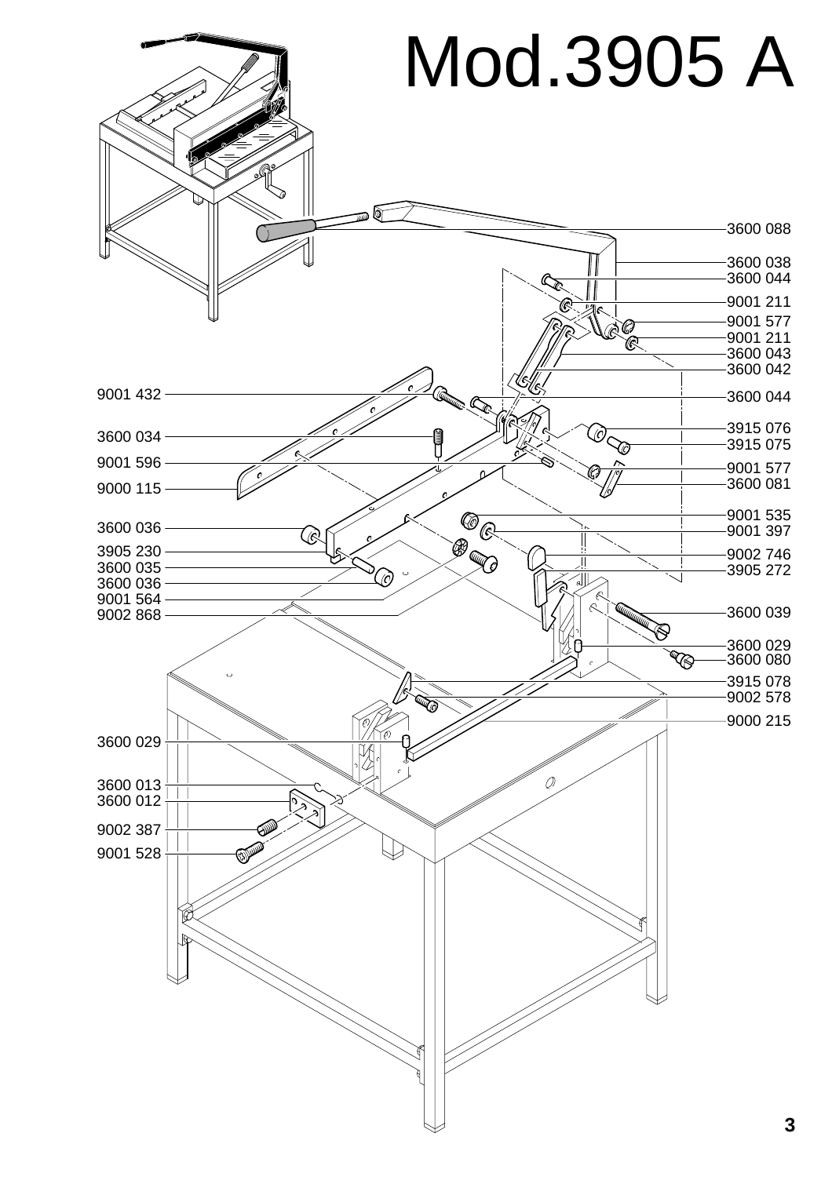# Mod.3905 A

3600 088
3600 038
3600 044
9001 211
9001 577
9001 211
3600 043
3600 042
3600 044
3915 076
3915 075
9001 577
3600 081
9001 535
9001 397
9002 746
3905 272
3600 039
3600 029
3600 080
3915 078
9002 578
9000 215

9001 432
3600 034
9001 596
9000 115
3600 036
3905 230
3600 035
3600 036
9001 564
9002 868
3600 029
3600 013
3600 012
9002 387
9001 528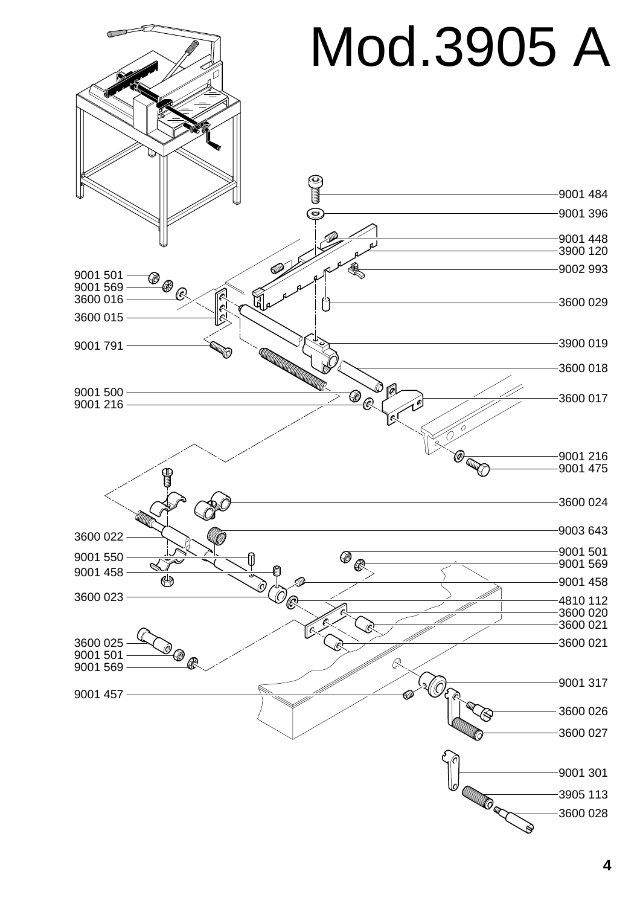# Mod.3905 A

9001 484
9001 396
9001 448
3900 120
9002 993
9001 501
9001 569
3600 016
3600 029
3600 015
9001 791
3900 019
3600 018
9001 500
9001 216
3600 017
9001 216
9001 475
3600 024
9003 643
3600 022
9001 550
9001 501
9001 569
9001 458
9001 458
3600 023
4810 112
3600 020
3600 021
3600 025
3600 021
9001 501
9001 569
9001 317
9001 457
3600 026
3600 027
9001 301
3905 113
3600 028